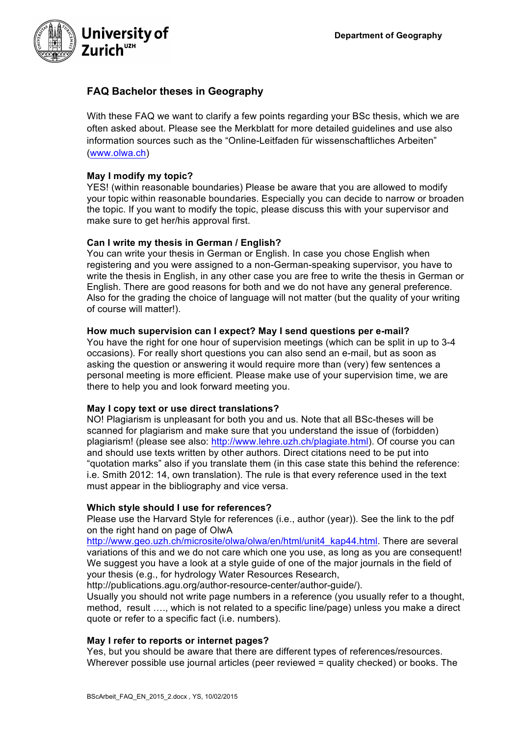University of Zurich[UZH]

Department of Geography

# FAQ Bachelor theses in Geography

With these FAQ we want to clarify a few points regarding your BSc thesis, which we are often asked about. Please see the Merkblatt for more detailed guidelines and use also information sources such as the "Online-Leitfaden für wissenschaftliches Arbeiten" (www.olwa.ch)

**May I modify my topic?**
YES! (within reasonable boundaries) Please be aware that you are allowed to modify your topic within reasonable boundaries. Especially you can decide to narrow or broaden the topic. If you want to modify the topic, please discuss this with your supervisor and make sure to get her/his approval first.

**Can I write my thesis in German / English?**
You can write your thesis in German or English. In case you chose English when registering and you were assigned to a non-German-speaking supervisor, you have to write the thesis in English, in any other case you are free to write the thesis in German or English. There are good reasons for both and we do not have any general preference. Also for the grading the choice of language will not matter (but the quality of your writing of course will matter!).

**How much supervision can I expect? May I send questions per e-mail?**
You have the right for one hour of supervision meetings (which can be split in up to 3-4 occasions). For really short questions you can also send an e-mail, but as soon as asking the question or answering it would require more than (very) few sentences a personal meeting is more efficient. Please make use of your supervision time, we are there to help you and look forward meeting you.

**May I copy text or use direct translations?**
NO! Plagiarism is unpleasant for both you and us. Note that all BSc-theses will be scanned for plagiarism and make sure that you understand the issue of (forbidden) plagiarism! (please see also: http://www.lehre.uzh.ch/plagiate.html). Of course you can and should use texts written by other authors. Direct citations need to be put into "quotation marks" also if you translate them (in this case state this behind the reference: i.e. Smith 2012: 14, own translation). The rule is that every reference used in the text must appear in the bibliography and vice versa.

**Which style should I use for references?**
Please use the Harvard Style for references (i.e., author (year)). See the link to the pdf on the right hand on page of OlwA http://www.geo.uzh.ch/microsite/olwa/olwa/en/html/unit4_kap44.html. There are several variations of this and we do not care which one you use, as long as you are consequent! We suggest you have a look at a style guide of one of the major journals in the field of your thesis (e.g., for hydrology Water Resources Research, http://publications.agu.org/author-resource-center/author-guide/).
Usually you should not write page numbers in a reference (you usually refer to a thought, method, result …., which is not related to a specific line/page) unless you make a direct quote or refer to a specific fact (i.e. numbers).

**May I refer to reports or internet pages?**
Yes, but you should be aware that there are different types of references/resources. Wherever possible use journal articles (peer reviewed = quality checked) or books. The

BScArbeit_FAQ_EN_2015_2.docx , YS, 10/02/2015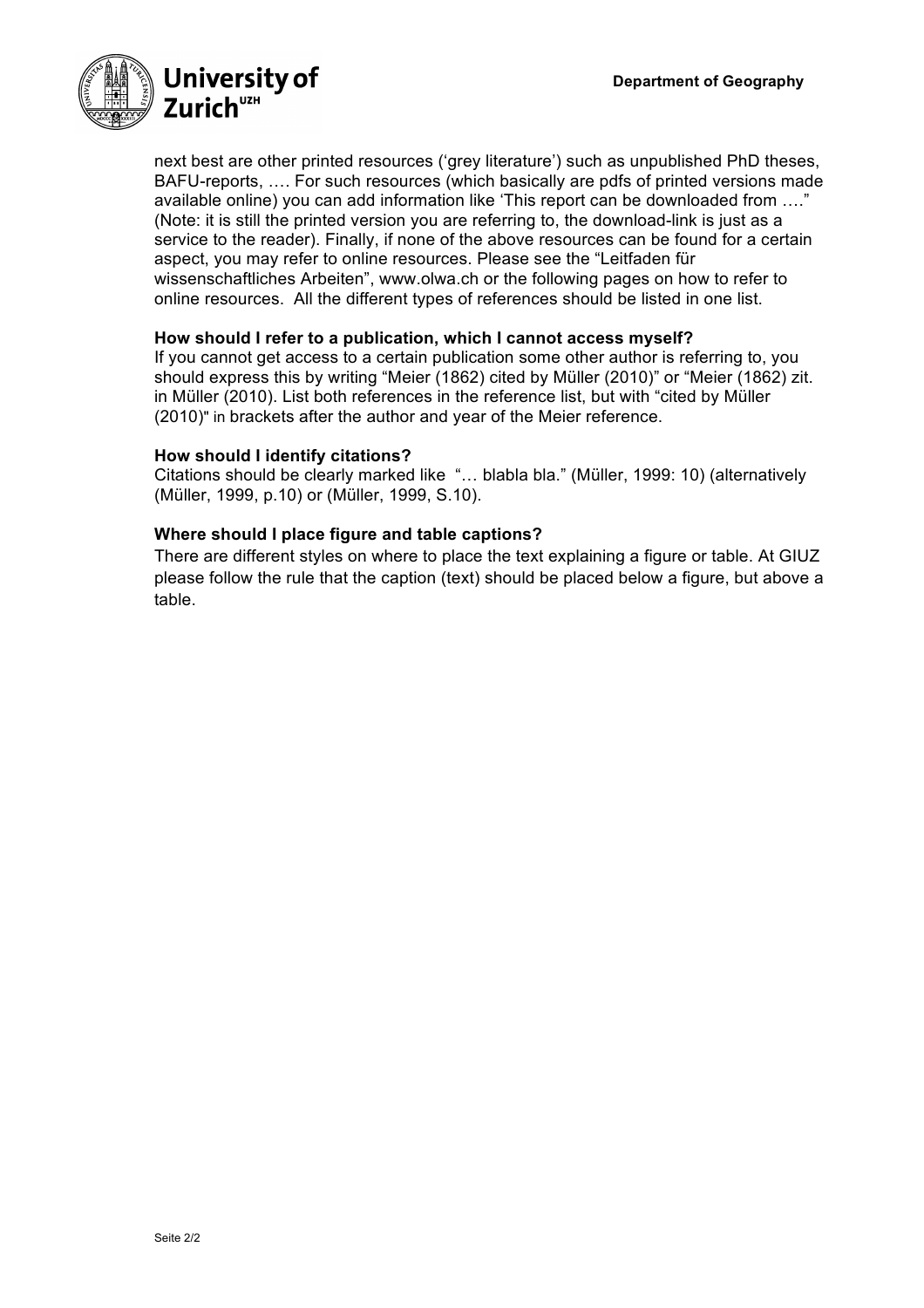next best are other printed resources ('grey literature') such as unpublished PhD theses, BAFU-reports, …. For such resources (which basically are pdfs of printed versions made available online) you can add information like 'This report can be downloaded from …." (Note: it is still the printed version you are referring to, the download-link is just as a service to the reader). Finally, if none of the above resources can be found for a certain aspect, you may refer to online resources. Please see the "Leitfaden für wissenschaftliches Arbeiten", www.olwa.ch or the following pages on how to refer to online resources. All the different types of references should be listed in one list.

**How should I refer to a publication, which I cannot access myself?**

If you cannot get access to a certain publication some other author is referring to, you should express this by writing "Meier (1862) cited by Müller (2010)" or "Meier (1862) zit. in Müller (2010). List both references in the reference list, but with "cited by Müller (2010)" in brackets after the author and year of the Meier reference.

**How should I identify citations?**

Citations should be clearly marked like "… blabla bla." (Müller, 1999: 10) (alternatively (Müller, 1999, p.10) or (Müller, 1999, S.10).

**Where should I place figure and table captions?**

There are different styles on where to place the text explaining a figure or table. At GIUZ please follow the rule that the caption (text) should be placed below a figure, but above a table.